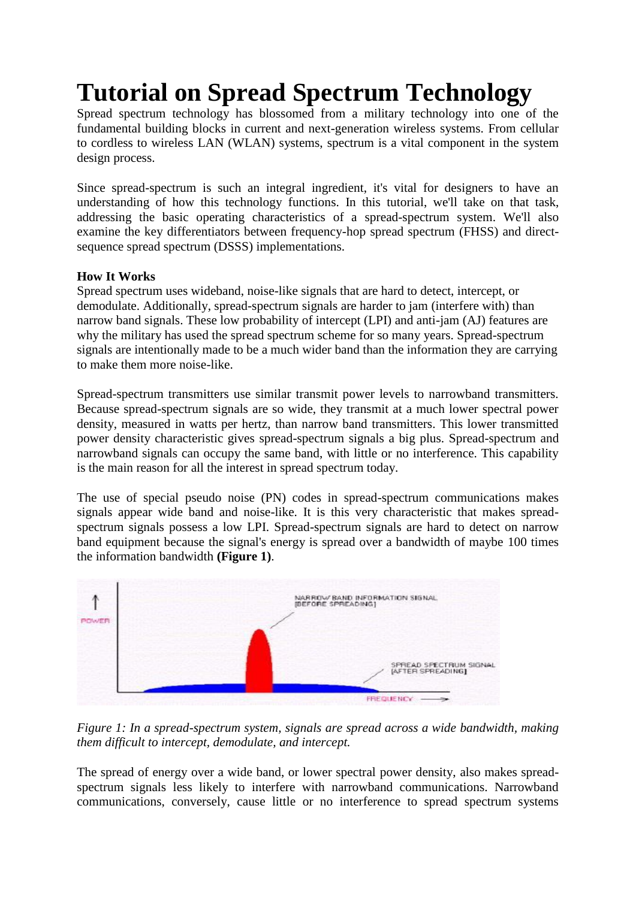# Tutorial on Spread Spectrum Technology

Spread spectrum technology has blossomed from a military technology into one of the fundamental building blocks in current and next-generation wireless systems. From cellular to cordless to wireless LAN (WLAN) systems, spectrum is a vital component in the system design process.

Since spread-spectrum is such an integral ingredient, it's vital for designers to have an understanding of how this technology functions. In this tutorial, we'll take on that task, addressing the basic operating characteristics of a spread-spectrum system. We'll also examine the key differentiators between frequency-hop spread spectrum (FHSS) and direct-sequence spread spectrum (DSSS) implementations.

**How It Works**

Spread spectrum uses wideband, noise-like signals that are hard to detect, intercept, or demodulate. Additionally, spread-spectrum signals are harder to jam (interfere with) than narrow band signals. These low probability of intercept (LPI) and anti-jam (AJ) features are why the military has used the spread spectrum scheme for so many years. Spread-spectrum signals are intentionally made to be a much wider band than the information they are carrying to make them more noise-like.

Spread-spectrum transmitters use similar transmit power levels to narrowband transmitters. Because spread-spectrum signals are so wide, they transmit at a much lower spectral power density, measured in watts per hertz, than narrow band transmitters. This lower transmitted power density characteristic gives spread-spectrum signals a big plus. Spread-spectrum and narrowband signals can occupy the same band, with little or no interference. This capability is the main reason for all the interest in spread spectrum today.

The use of special pseudo noise (PN) codes in spread-spectrum communications makes signals appear wide band and noise-like. It is this very characteristic that makes spread-spectrum signals possess a low LPI. Spread-spectrum signals are hard to detect on narrow band equipment because the signal's energy is spread over a bandwidth of maybe 100 times the information bandwidth **(Figure 1)**.

*Figure 1: In a spread-spectrum system, signals are spread across a wide bandwidth, making them difficult to intercept, demodulate, and intercept.*

The spread of energy over a wide band, or lower spectral power density, also makes spread-spectrum signals less likely to interfere with narrowband communications. Narrowband communications, conversely, cause little or no interference to spread spectrum systems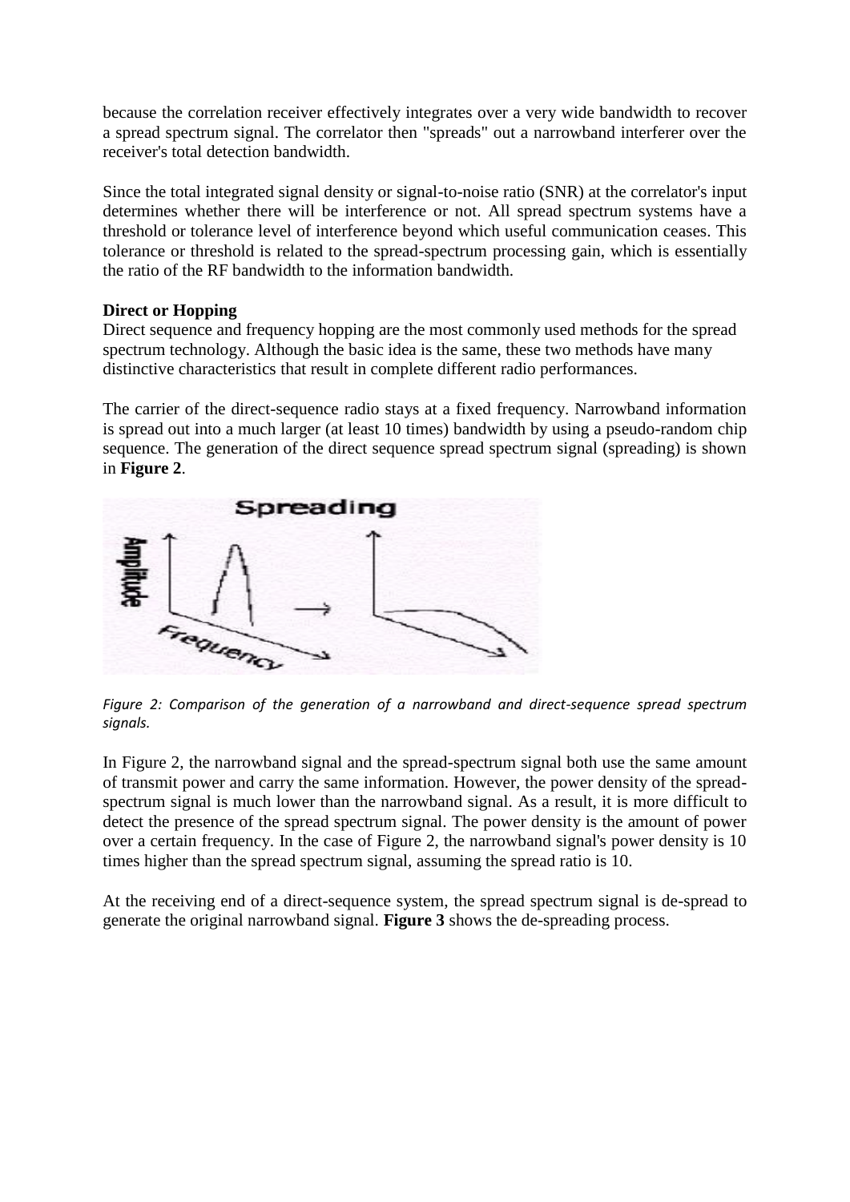because the correlation receiver effectively integrates over a very wide bandwidth to recover a spread spectrum signal. The correlator then "spreads" out a narrowband interferer over the receiver's total detection bandwidth.

Since the total integrated signal density or signal-to-noise ratio (SNR) at the correlator's input determines whether there will be interference or not. All spread spectrum systems have a threshold or tolerance level of interference beyond which useful communication ceases. This tolerance or threshold is related to the spread-spectrum processing gain, which is essentially the ratio of the RF bandwidth to the information bandwidth.

**Direct or Hopping**

Direct sequence and frequency hopping are the most commonly used methods for the spread spectrum technology. Although the basic idea is the same, these two methods have many distinctive characteristics that result in complete different radio performances.

The carrier of the direct-sequence radio stays at a fixed frequency. Narrowband information is spread out into a much larger (at least 10 times) bandwidth by using a pseudo-random chip sequence. The generation of the direct sequence spread spectrum signal (spreading) is shown in **Figure 2**.

*Figure 2: Comparison of the generation of a narrowband and direct-sequence spread spectrum signals.*

In Figure 2, the narrowband signal and the spread-spectrum signal both use the same amount of transmit power and carry the same information. However, the power density of the spread-spectrum signal is much lower than the narrowband signal. As a result, it is more difficult to detect the presence of the spread spectrum signal. The power density is the amount of power over a certain frequency. In the case of Figure 2, the narrowband signal's power density is 10 times higher than the spread spectrum signal, assuming the spread ratio is 10.

At the receiving end of a direct-sequence system, the spread spectrum signal is de-spread to generate the original narrowband signal. **Figure 3** shows the de-spreading process.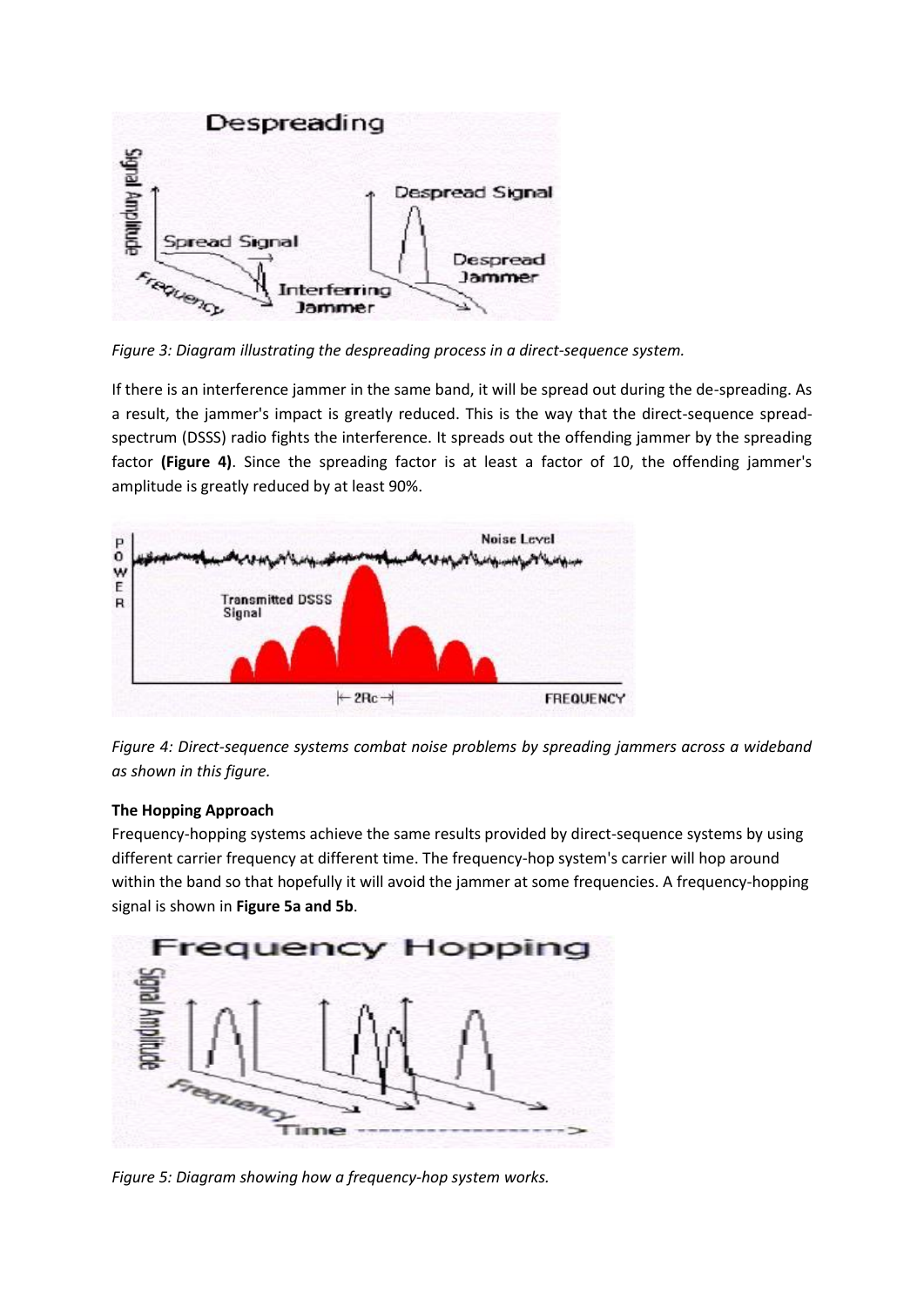*Figure 3: Diagram illustrating the despreading process in a direct-sequence system.*

If there is an interference jammer in the same band, it will be spread out during the de-spreading. As a result, the jammer's impact is greatly reduced. This is the way that the direct-sequence spread-spectrum (DSSS) radio fights the interference. It spreads out the offending jammer by the spreading factor **(Figure 4)**. Since the spreading factor is at least a factor of 10, the offending jammer's amplitude is greatly reduced by at least 90%.

*Figure 4: Direct-sequence systems combat noise problems by spreading jammers across a wideband as shown in this figure.*

**The Hopping Approach**

Frequency-hopping systems achieve the same results provided by direct-sequence systems by using different carrier frequency at different time. The frequency-hop system's carrier will hop around within the band so that hopefully it will avoid the jammer at some frequencies. A frequency-hopping signal is shown in **Figure 5a and 5b**.

*Figure 5: Diagram showing how a frequency-hop system works.*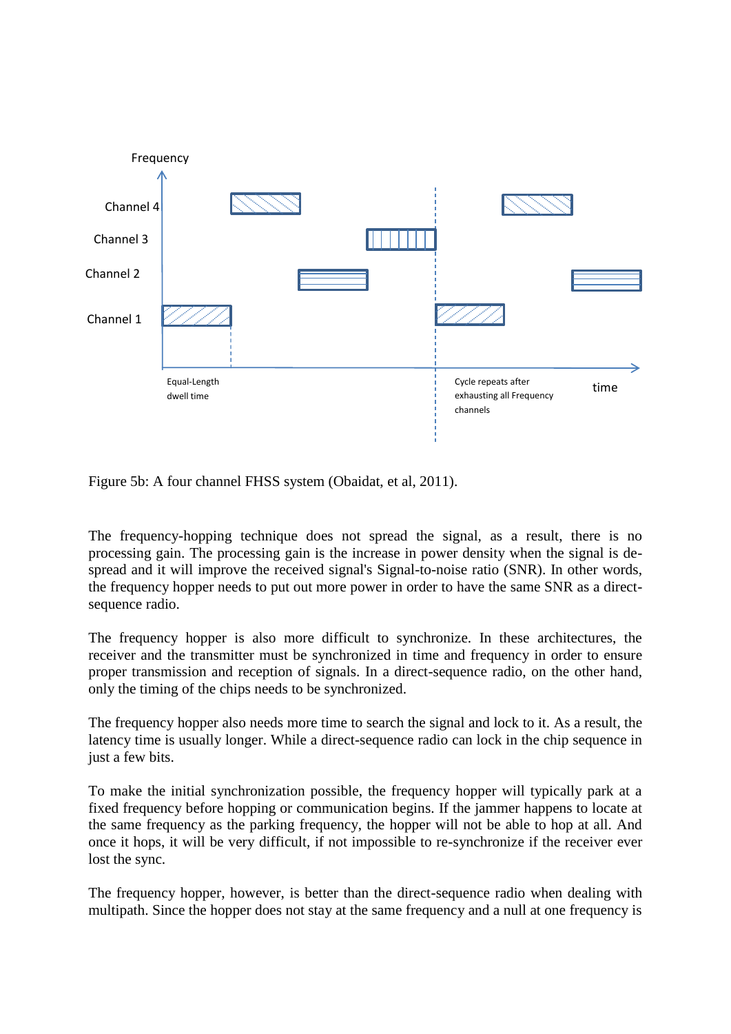Figure 5b: A four channel FHSS system (Obaidat, et al, 2011).

The frequency-hopping technique does not spread the signal, as a result, there is no processing gain. The processing gain is the increase in power density when the signal is de-spread and it will improve the received signal's Signal-to-noise ratio (SNR). In other words, the frequency hopper needs to put out more power in order to have the same SNR as a direct-sequence radio.

The frequency hopper is also more difficult to synchronize. In these architectures, the receiver and the transmitter must be synchronized in time and frequency in order to ensure proper transmission and reception of signals. In a direct-sequence radio, on the other hand, only the timing of the chips needs to be synchronized.

The frequency hopper also needs more time to search the signal and lock to it. As a result, the latency time is usually longer. While a direct-sequence radio can lock in the chip sequence in just a few bits.

To make the initial synchronization possible, the frequency hopper will typically park at a fixed frequency before hopping or communication begins. If the jammer happens to locate at the same frequency as the parking frequency, the hopper will not be able to hop at all. And once it hops, it will be very difficult, if not impossible to re-synchronize if the receiver ever lost the sync.

The frequency hopper, however, is better than the direct-sequence radio when dealing with multipath. Since the hopper does not stay at the same frequency and a null at one frequency is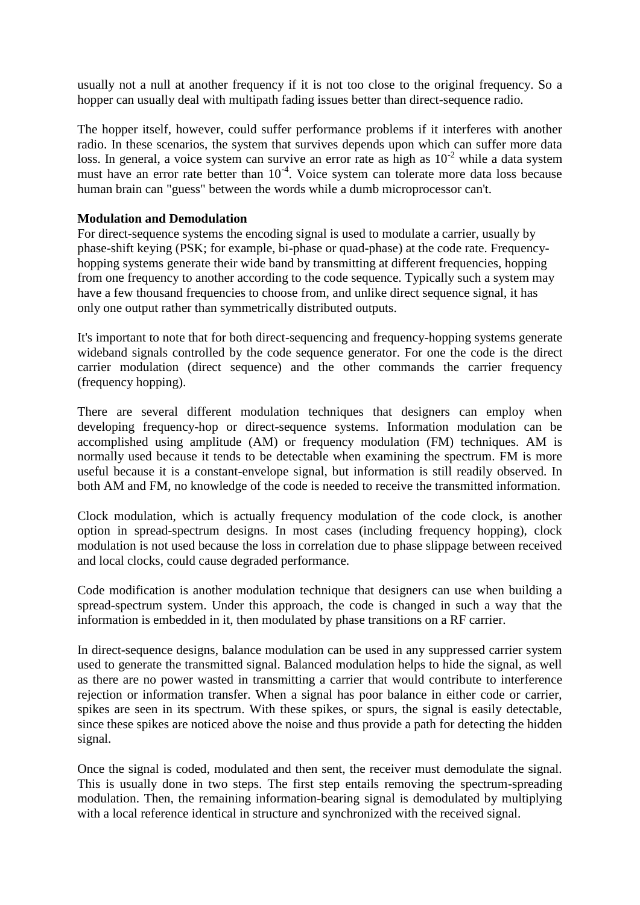usually not a null at another frequency if it is not too close to the original frequency. So a hopper can usually deal with multipath fading issues better than direct-sequence radio.

The hopper itself, however, could suffer performance problems if it interferes with another radio. In these scenarios, the system that survives depends upon which can suffer more data loss. In general, a voice system can survive an error rate as high as $10^{-2}$ while a data system must have an error rate better than $10^{-4}$. Voice system can tolerate more data loss because human brain can "guess" between the words while a dumb microprocessor can't.

**Modulation and Demodulation**

For direct-sequence systems the encoding signal is used to modulate a carrier, usually by phase-shift keying (PSK; for example, bi-phase or quad-phase) at the code rate. Frequency-hopping systems generate their wide band by transmitting at different frequencies, hopping from one frequency to another according to the code sequence. Typically such a system may have a few thousand frequencies to choose from, and unlike direct sequence signal, it has only one output rather than symmetrically distributed outputs.

It's important to note that for both direct-sequencing and frequency-hopping systems generate wideband signals controlled by the code sequence generator. For one the code is the direct carrier modulation (direct sequence) and the other commands the carrier frequency (frequency hopping).

There are several different modulation techniques that designers can employ when developing frequency-hop or direct-sequence systems. Information modulation can be accomplished using amplitude (AM) or frequency modulation (FM) techniques. AM is normally used because it tends to be detectable when examining the spectrum. FM is more useful because it is a constant-envelope signal, but information is still readily observed. In both AM and FM, no knowledge of the code is needed to receive the transmitted information.

Clock modulation, which is actually frequency modulation of the code clock, is another option in spread-spectrum designs. In most cases (including frequency hopping), clock modulation is not used because the loss in correlation due to phase slippage between received and local clocks, could cause degraded performance.

Code modification is another modulation technique that designers can use when building a spread-spectrum system. Under this approach, the code is changed in such a way that the information is embedded in it, then modulated by phase transitions on a RF carrier.

In direct-sequence designs, balance modulation can be used in any suppressed carrier system used to generate the transmitted signal. Balanced modulation helps to hide the signal, as well as there are no power wasted in transmitting a carrier that would contribute to interference rejection or information transfer. When a signal has poor balance in either code or carrier, spikes are seen in its spectrum. With these spikes, or spurs, the signal is easily detectable, since these spikes are noticed above the noise and thus provide a path for detecting the hidden signal.

Once the signal is coded, modulated and then sent, the receiver must demodulate the signal. This is usually done in two steps. The first step entails removing the spectrum-spreading modulation. Then, the remaining information-bearing signal is demodulated by multiplying with a local reference identical in structure and synchronized with the received signal.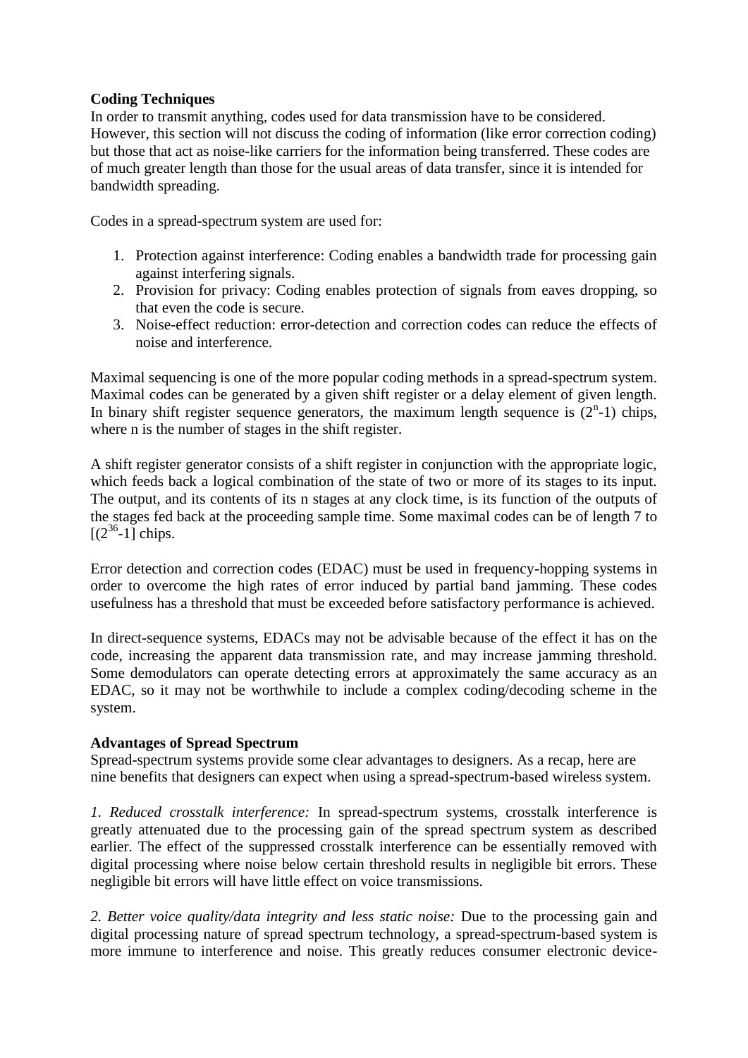**Coding Techniques**

In order to transmit anything, codes used for data transmission have to be considered. However, this section will not discuss the coding of information (like error correction coding) but those that act as noise-like carriers for the information being transferred. These codes are of much greater length than those for the usual areas of data transfer, since it is intended for bandwidth spreading.

Codes in a spread-spectrum system are used for:

1. Protection against interference: Coding enables a bandwidth trade for processing gain against interfering signals.
2. Provision for privacy: Coding enables protection of signals from eaves dropping, so that even the code is secure.
3. Noise-effect reduction: error-detection and correction codes can reduce the effects of noise and interference.

Maximal sequencing is one of the more popular coding methods in a spread-spectrum system. Maximal codes can be generated by a given shift register or a delay element of given length. In binary shift register sequence generators, the maximum length sequence is $(2^n-1)$ chips, where n is the number of stages in the shift register.

A shift register generator consists of a shift register in conjunction with the appropriate logic, which feeds back a logical combination of the state of two or more of its stages to its input. The output, and its contents of its n stages at any clock time, is its function of the outputs of the stages fed back at the proceeding sample time. Some maximal codes can be of length 7 to $[(2^{36}-1]$ chips.

Error detection and correction codes (EDAC) must be used in frequency-hopping systems in order to overcome the high rates of error induced by partial band jamming. These codes usefulness has a threshold that must be exceeded before satisfactory performance is achieved.

In direct-sequence systems, EDACs may not be advisable because of the effect it has on the code, increasing the apparent data transmission rate, and may increase jamming threshold. Some demodulators can operate detecting errors at approximately the same accuracy as an EDAC, so it may not be worthwhile to include a complex coding/decoding scheme in the system.

**Advantages of Spread Spectrum**

Spread-spectrum systems provide some clear advantages to designers. As a recap, here are nine benefits that designers can expect when using a spread-spectrum-based wireless system.

*1. Reduced crosstalk interference:* In spread-spectrum systems, crosstalk interference is greatly attenuated due to the processing gain of the spread spectrum system as described earlier. The effect of the suppressed crosstalk interference can be essentially removed with digital processing where noise below certain threshold results in negligible bit errors. These negligible bit errors will have little effect on voice transmissions.

*2. Better voice quality/data integrity and less static noise:* Due to the processing gain and digital processing nature of spread spectrum technology, a spread-spectrum-based system is more immune to interference and noise. This greatly reduces consumer electronic device-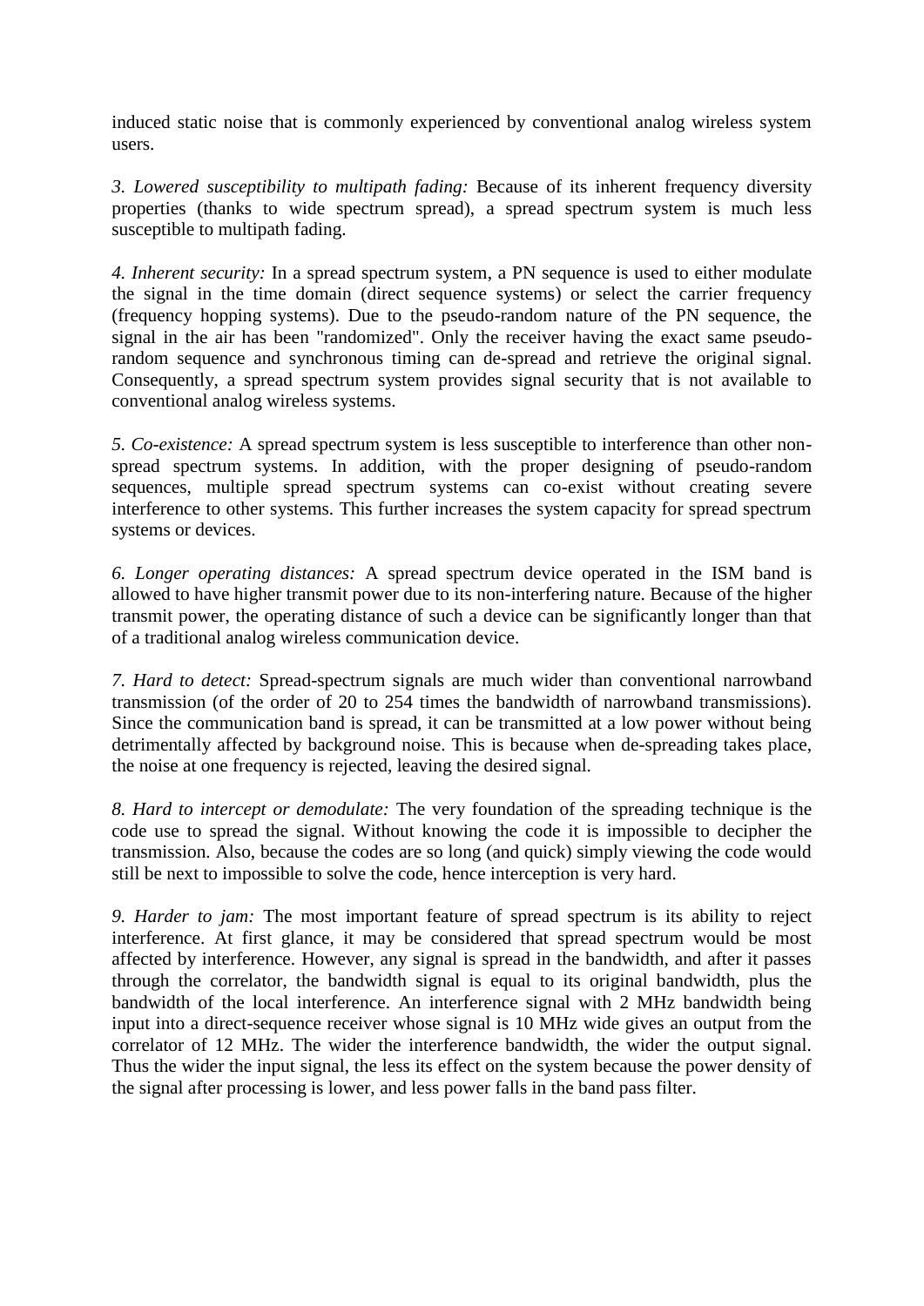induced static noise that is commonly experienced by conventional analog wireless system users.

*3. Lowered susceptibility to multipath fading:* Because of its inherent frequency diversity properties (thanks to wide spectrum spread), a spread spectrum system is much less susceptible to multipath fading.

*4. Inherent security:* In a spread spectrum system, a PN sequence is used to either modulate the signal in the time domain (direct sequence systems) or select the carrier frequency (frequency hopping systems). Due to the pseudo-random nature of the PN sequence, the signal in the air has been "randomized". Only the receiver having the exact same pseudo-random sequence and synchronous timing can de-spread and retrieve the original signal. Consequently, a spread spectrum system provides signal security that is not available to conventional analog wireless systems.

*5. Co-existence:* A spread spectrum system is less susceptible to interference than other non-spread spectrum systems. In addition, with the proper designing of pseudo-random sequences, multiple spread spectrum systems can co-exist without creating severe interference to other systems. This further increases the system capacity for spread spectrum systems or devices.

*6. Longer operating distances:* A spread spectrum device operated in the ISM band is allowed to have higher transmit power due to its non-interfering nature. Because of the higher transmit power, the operating distance of such a device can be significantly longer than that of a traditional analog wireless communication device.

*7. Hard to detect:* Spread-spectrum signals are much wider than conventional narrowband transmission (of the order of 20 to 254 times the bandwidth of narrowband transmissions). Since the communication band is spread, it can be transmitted at a low power without being detrimentally affected by background noise. This is because when de-spreading takes place, the noise at one frequency is rejected, leaving the desired signal.

*8. Hard to intercept or demodulate:* The very foundation of the spreading technique is the code use to spread the signal. Without knowing the code it is impossible to decipher the transmission. Also, because the codes are so long (and quick) simply viewing the code would still be next to impossible to solve the code, hence interception is very hard.

*9. Harder to jam:* The most important feature of spread spectrum is its ability to reject interference. At first glance, it may be considered that spread spectrum would be most affected by interference. However, any signal is spread in the bandwidth, and after it passes through the correlator, the bandwidth signal is equal to its original bandwidth, plus the bandwidth of the local interference. An interference signal with 2 MHz bandwidth being input into a direct-sequence receiver whose signal is 10 MHz wide gives an output from the correlator of 12 MHz. The wider the interference bandwidth, the wider the output signal. Thus the wider the input signal, the less its effect on the system because the power density of the signal after processing is lower, and less power falls in the band pass filter.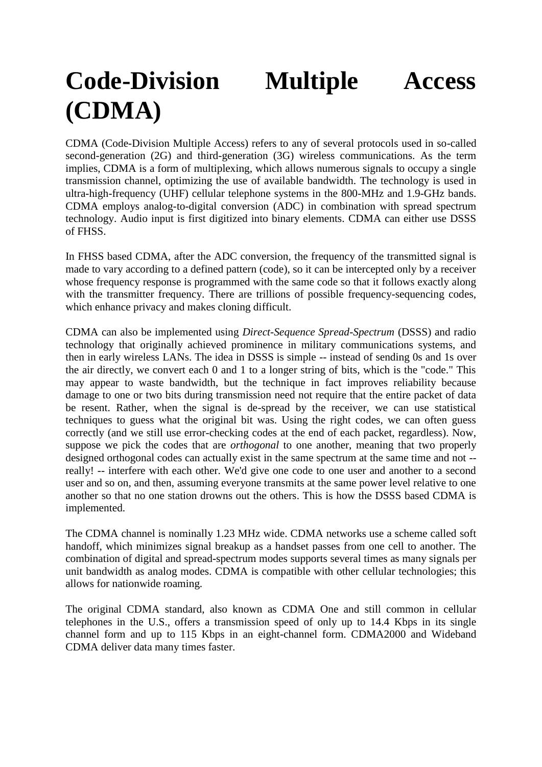# Code-Division Multiple Access (CDMA)

CDMA (Code-Division Multiple Access) refers to any of several protocols used in so-called second-generation (2G) and third-generation (3G) wireless communications. As the term implies, CDMA is a form of multiplexing, which allows numerous signals to occupy a single transmission channel, optimizing the use of available bandwidth. The technology is used in ultra-high-frequency (UHF) cellular telephone systems in the 800-MHz and 1.9-GHz bands. CDMA employs analog-to-digital conversion (ADC) in combination with spread spectrum technology. Audio input is first digitized into binary elements. CDMA can either use DSSS of FHSS.

In FHSS based CDMA, after the ADC conversion, the frequency of the transmitted signal is made to vary according to a defined pattern (code), so it can be intercepted only by a receiver whose frequency response is programmed with the same code so that it follows exactly along with the transmitter frequency. There are trillions of possible frequency-sequencing codes, which enhance privacy and makes cloning difficult.

CDMA can also be implemented using *Direct-Sequence Spread-Spectrum* (DSSS) and radio technology that originally achieved prominence in military communications systems, and then in early wireless LANs. The idea in DSSS is simple -- instead of sending 0s and 1s over the air directly, we convert each 0 and 1 to a longer string of bits, which is the "code." This may appear to waste bandwidth, but the technique in fact improves reliability because damage to one or two bits during transmission need not require that the entire packet of data be resent. Rather, when the signal is de-spread by the receiver, we can use statistical techniques to guess what the original bit was. Using the right codes, we can often guess correctly (and we still use error-checking codes at the end of each packet, regardless). Now, suppose we pick the codes that are *orthogonal* to one another, meaning that two properly designed orthogonal codes can actually exist in the same spectrum at the same time and not -- really! -- interfere with each other. We'd give one code to one user and another to a second user and so on, and then, assuming everyone transmits at the same power level relative to one another so that no one station drowns out the others. This is how the DSSS based CDMA is implemented.

The CDMA channel is nominally 1.23 MHz wide. CDMA networks use a scheme called soft handoff, which minimizes signal breakup as a handset passes from one cell to another. The combination of digital and spread-spectrum modes supports several times as many signals per unit bandwidth as analog modes. CDMA is compatible with other cellular technologies; this allows for nationwide roaming.

The original CDMA standard, also known as CDMA One and still common in cellular telephones in the U.S., offers a transmission speed of only up to 14.4 Kbps in its single channel form and up to 115 Kbps in an eight-channel form. CDMA2000 and Wideband CDMA deliver data many times faster.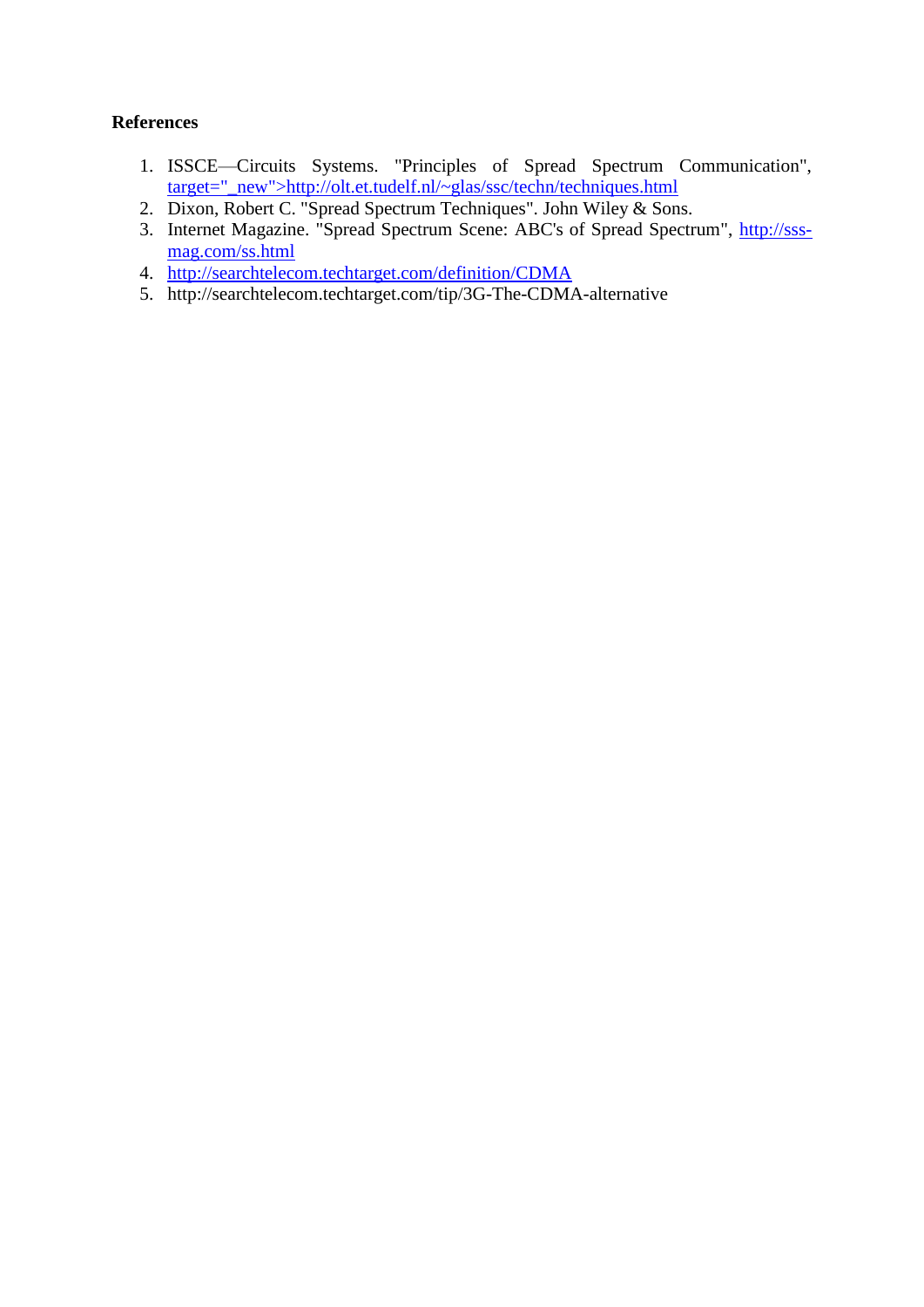**References**

1. ISSCE—Circuits Systems. "Principles of Spread Spectrum Communication", target="_new">http://olt.et.tudelf.nl/~glas/ssc/techn/techniques.html
2. Dixon, Robert C. "Spread Spectrum Techniques". John Wiley & Sons.
3. Internet Magazine. "Spread Spectrum Scene: ABC's of Spread Spectrum", http://sss-mag.com/ss.html
4. http://searchtelecom.techtarget.com/definition/CDMA
5. http://searchtelecom.techtarget.com/tip/3G-The-CDMA-alternative